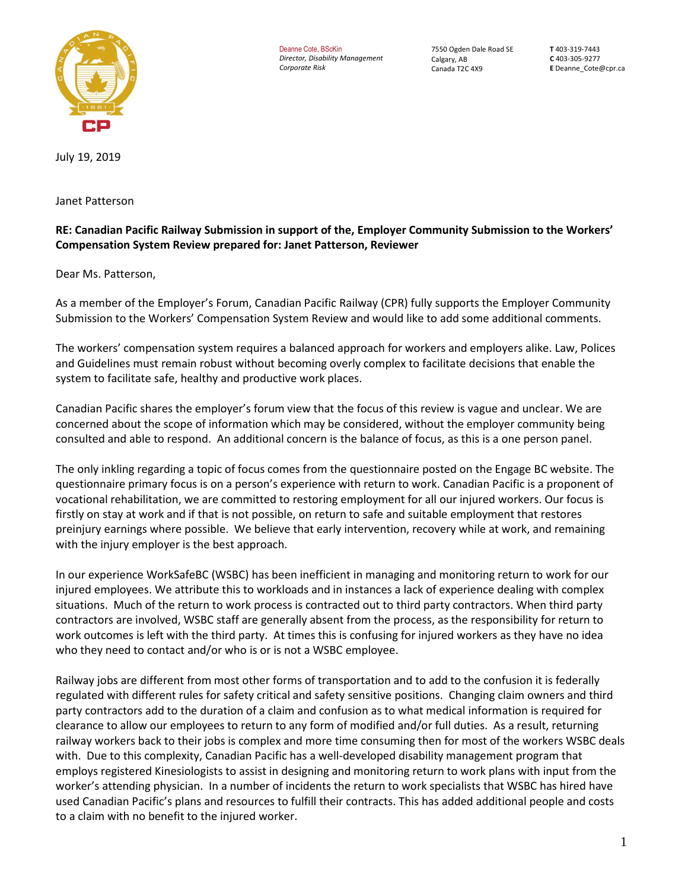Deanne Cote, BScKin
*Director, Disability Management*
*Corporate Risk*

7550 Ogden Dale Road SE
Calgary, AB
Canada T2C 4X9

**T** 403-319-7443
**C** 403-305-9277
**E** Deanne_Cote@cpr.ca

July 19, 2019

Janet Patterson

**RE: Canadian Pacific Railway Submission in support of the, Employer Community Submission to the Workers' Compensation System Review prepared for: Janet Patterson, Reviewer**

Dear Ms. Patterson,

As a member of the Employer's Forum, Canadian Pacific Railway (CPR) fully supports the Employer Community Submission to the Workers' Compensation System Review and would like to add some additional comments.

The workers' compensation system requires a balanced approach for workers and employers alike. Law, Polices and Guidelines must remain robust without becoming overly complex to facilitate decisions that enable the system to facilitate safe, healthy and productive work places.

Canadian Pacific shares the employer's forum view that the focus of this review is vague and unclear. We are concerned about the scope of information which may be considered, without the employer community being consulted and able to respond. An additional concern is the balance of focus, as this is a one person panel.

The only inkling regarding a topic of focus comes from the questionnaire posted on the Engage BC website. The questionnaire primary focus is on a person's experience with return to work. Canadian Pacific is a proponent of vocational rehabilitation, we are committed to restoring employment for all our injured workers. Our focus is firstly on stay at work and if that is not possible, on return to safe and suitable employment that restores preinjury earnings where possible. We believe that early intervention, recovery while at work, and remaining with the injury employer is the best approach.

In our experience WorkSafeBC (WSBC) has been inefficient in managing and monitoring return to work for our injured employees. We attribute this to workloads and in instances a lack of experience dealing with complex situations. Much of the return to work process is contracted out to third party contractors. When third party contractors are involved, WSBC staff are generally absent from the process, as the responsibility for return to work outcomes is left with the third party. At times this is confusing for injured workers as they have no idea who they need to contact and/or who is or is not a WSBC employee.

Railway jobs are different from most other forms of transportation and to add to the confusion it is federally regulated with different rules for safety critical and safety sensitive positions. Changing claim owners and third party contractors add to the duration of a claim and confusion as to what medical information is required for clearance to allow our employees to return to any form of modified and/or full duties. As a result, returning railway workers back to their jobs is complex and more time consuming then for most of the workers WSBC deals with. Due to this complexity, Canadian Pacific has a well-developed disability management program that employs registered Kinesiologists to assist in designing and monitoring return to work plans with input from the worker's attending physician. In a number of incidents the return to work specialists that WSBC has hired have used Canadian Pacific's plans and resources to fulfill their contracts. This has added additional people and costs to a claim with no benefit to the injured worker.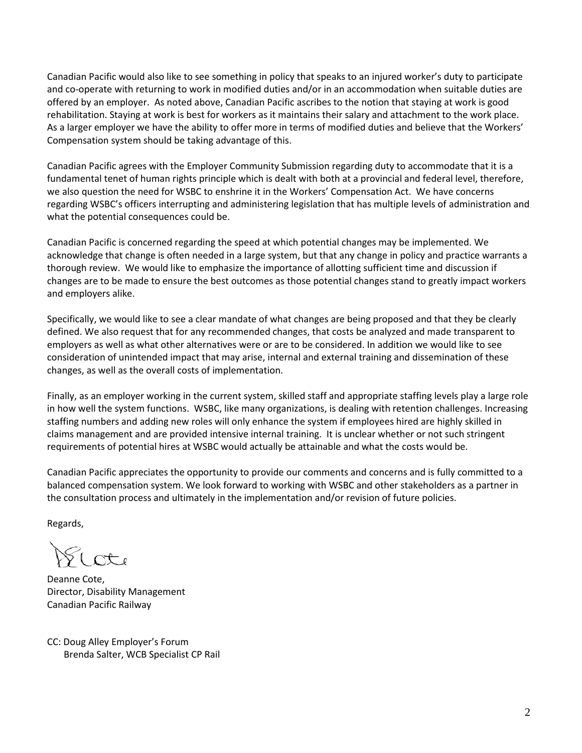Canadian Pacific would also like to see something in policy that speaks to an injured worker's duty to participate and co-operate with returning to work in modified duties and/or in an accommodation when suitable duties are offered by an employer. As noted above, Canadian Pacific ascribes to the notion that staying at work is good rehabilitation. Staying at work is best for workers as it maintains their salary and attachment to the work place. As a larger employer we have the ability to offer more in terms of modified duties and believe that the Workers' Compensation system should be taking advantage of this.

Canadian Pacific agrees with the Employer Community Submission regarding duty to accommodate that it is a fundamental tenet of human rights principle which is dealt with both at a provincial and federal level, therefore, we also question the need for WSBC to enshrine it in the Workers' Compensation Act. We have concerns regarding WSBC's officers interrupting and administering legislation that has multiple levels of administration and what the potential consequences could be.

Canadian Pacific is concerned regarding the speed at which potential changes may be implemented. We acknowledge that change is often needed in a large system, but that any change in policy and practice warrants a thorough review. We would like to emphasize the importance of allotting sufficient time and discussion if changes are to be made to ensure the best outcomes as those potential changes stand to greatly impact workers and employers alike.

Specifically, we would like to see a clear mandate of what changes are being proposed and that they be clearly defined. We also request that for any recommended changes, that costs be analyzed and made transparent to employers as well as what other alternatives were or are to be considered. In addition we would like to see consideration of unintended impact that may arise, internal and external training and dissemination of these changes, as well as the overall costs of implementation.

Finally, as an employer working in the current system, skilled staff and appropriate staffing levels play a large role in how well the system functions. WSBC, like many organizations, is dealing with retention challenges. Increasing staffing numbers and adding new roles will only enhance the system if employees hired are highly skilled in claims management and are provided intensive internal training. It is unclear whether or not such stringent requirements of potential hires at WSBC would actually be attainable and what the costs would be.

Canadian Pacific appreciates the opportunity to provide our comments and concerns and is fully committed to a balanced compensation system. We look forward to working with WSBC and other stakeholders as a partner in the consultation process and ultimately in the implementation and/or revision of future policies.

Regards,

Deanne Cote,
Director, Disability Management
Canadian Pacific Railway

CC: Doug Alley Employer's Forum
Brenda Salter, WCB Specialist CP Rail